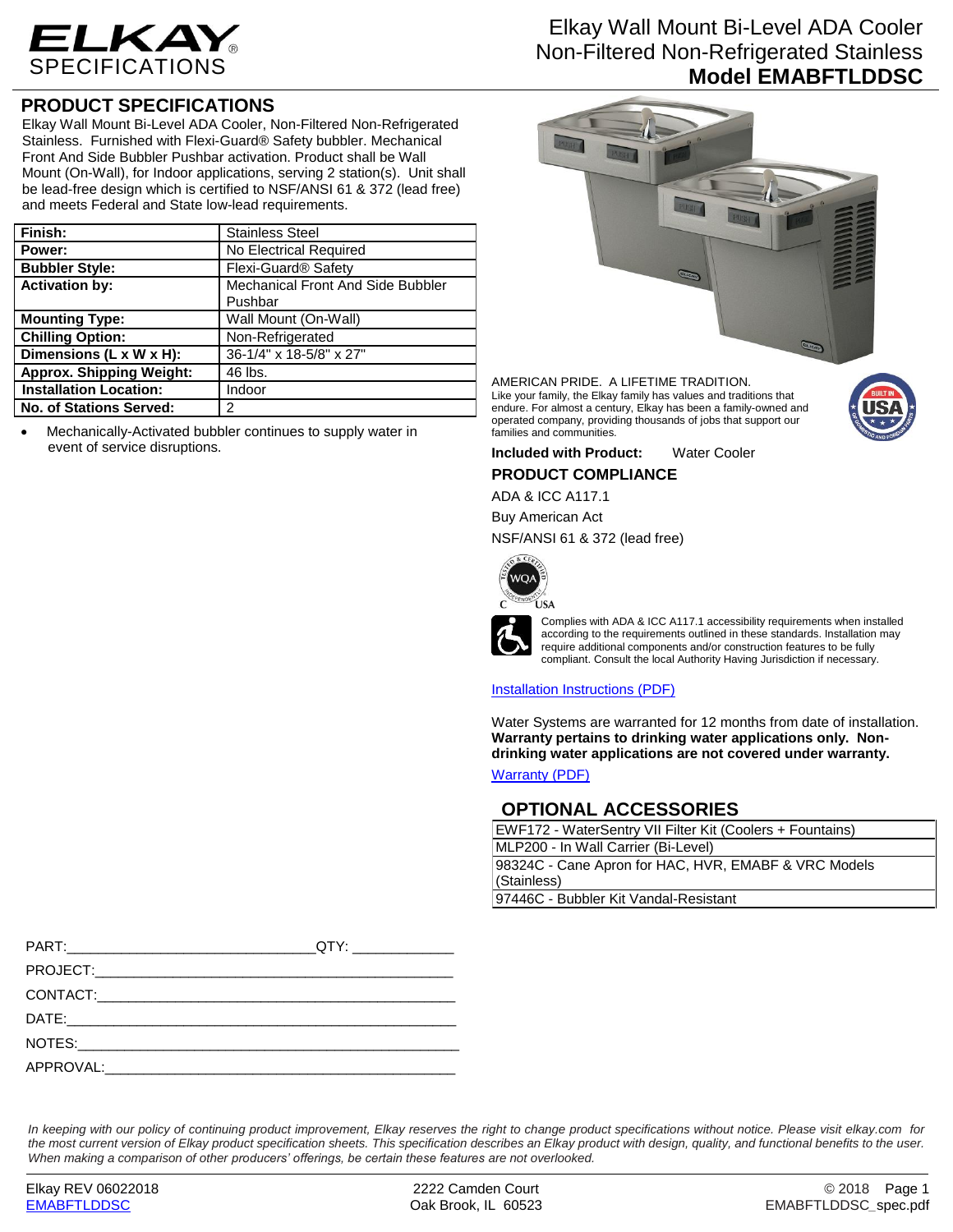# ELKAY SPECIFICATIONS

## Elkay Wall Mount Bi-Level ADA Cooler Non-Filtered Non-Refrigerated Stainless **Model EMABFTLDDSC**

## PRODUCT SPECIFICATIONS

Elkay Wall Mount Bi-Level ADA Cooler, Non-Filtered Non-Refrigerated Stainless. Furnished with Flexi-Guard® Safety bubbler. Mechanical Front And Side Bubbler Pushbar activation. Product shall be Wall Mount (On-Wall), for Indoor applications, serving 2 station(s). Unit shall be lead-free design which is certified to NSF/ANSI 61 & 372 (lead free) and meets Federal and State low-lead requirements.

| | |
|---|---|
| **Finish:** | Stainless Steel |
| **Power:** | No Electrical Required |
| **Bubbler Style:** | Flexi-Guard® Safety |
| **Activation by:** | Mechanical Front And Side Bubbler Pushbar |
| **Mounting Type:** | Wall Mount (On-Wall) |
| **Chilling Option:** | Non-Refrigerated |
| **Dimensions (L x W x H):** | 36-1/4" x 18-5/8" x 27" |
| **Approx. Shipping Weight:** | 46 lbs. |
| **Installation Location:** | Indoor |
| **No. of Stations Served:** | 2 |

- Mechanically-Activated bubbler continues to supply water in event of service disruptions.

AMERICAN PRIDE. A LIFETIME TRADITION.
Like your family, the Elkay family has values and traditions that endure. For almost a century, Elkay has been a family-owned and operated company, providing thousands of jobs that support our families and communities.

**Included with Product:** Water Cooler

## PRODUCT COMPLIANCE

ADA & ICC A117.1

Buy American Act

NSF/ANSI 61 & 372 (lead free)

Complies with ADA & ICC A117.1 accessibility requirements when installed according to the requirements outlined in these standards. Installation may require additional components and/or construction features to be fully compliant. Consult the local Authority Having Jurisdiction if necessary.

Installation Instructions (PDF)

Water Systems are warranted for 12 months from date of installation. **Warranty pertains to drinking water applications only. Non-drinking water applications are not covered under warranty.**

Warranty (PDF)

## OPTIONAL ACCESSORIES

| |
|---|
| EWF172 - WaterSentry VII Filter Kit (Coolers + Fountains) |
| MLP200 - In Wall Carrier (Bi-Level) |
| 98324C - Cane Apron for HAC, HVR, EMABF & VRC Models (Stainless) |
| 97446C - Bubbler Kit Vandal-Resistant |

PART:______________________________QTY: ____________

PROJECT:____________________________________________

CONTACT:____________________________________________

DATE:_______________________________________________

NOTES:______________________________________________

APPROVAL:___________________________________________

*In keeping with our policy of continuing product improvement, Elkay reserves the right to change product specifications without notice. Please visit elkay.com for the most current version of Elkay product specification sheets. This specification describes an Elkay product with design, quality, and functional benefits to the user. When making a comparison of other producers' offerings, be certain these features are not overlooked.*

Elkay REV 06022018
EMABFTLDDSC

2222 Camden Court
Oak Brook, IL 60523

© 2018
EMABFTLDDSC_spec.pdf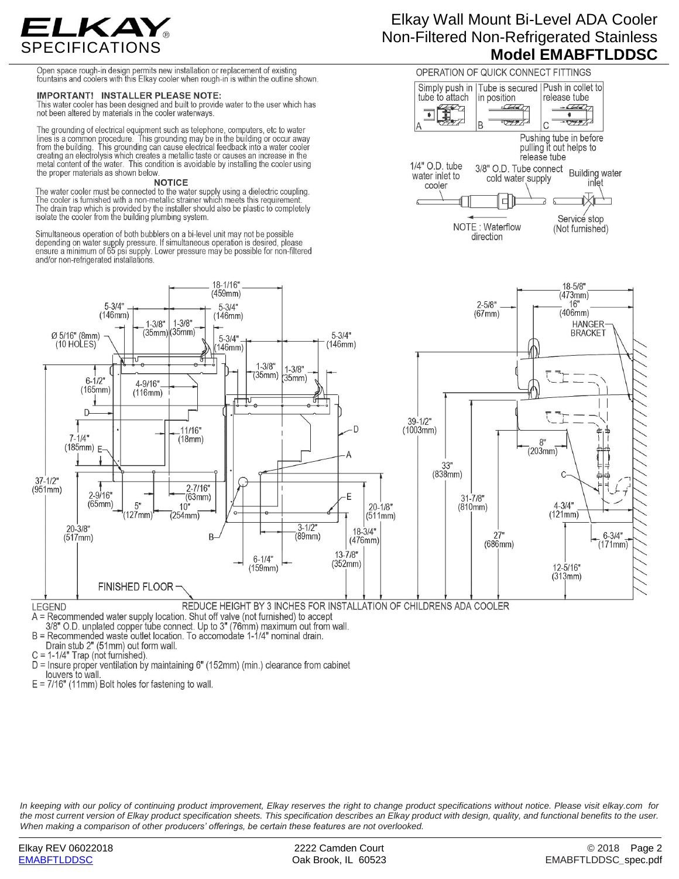# Elkay Wall Mount Bi-Level ADA Cooler Non-Filtered Non-Refrigerated Stainless

## Model EMABFTLDDSC

Open space rough-in design permits new installation or replacement of existing fountains and coolers with this Elkay cooler when rough-in is within the outline shown.

**IMPORTANT! INSTALLER PLEASE NOTE:**
This water cooler has been designed and built to provide water to the user which has not been altered by materials in the cooler waterways.

The grounding of electrical equipment such as telephone, computers, etc to water lines is a common procedure. This grounding may be in the building or occur away from the building. This grounding can cause electrical feedback into a water cooler creating an electrolysis which creates a metallic taste or causes an increase in the metal content of the water. This condition is avoidable by installing the cooler using the proper materials as shown below.

**NOTICE**

The water cooler must be connected to the water supply using a dielectric coupling. The cooler is furnished with a non-metallic strainer which meets this requirement. The drain trap which is provided by the installer should also be plastic to completely isolate the cooler from the building plumbing system.

Simultaneous operation of both bubblers on a bi-level unit may not be possible depending on water supply pressure. If simultaneous operation is desired, please ensure a minimum of 65 psi supply. Lower pressure may be possible for non-filtered and/or non-refrigerated installations.

OPERATION OF QUICK CONNECT FITTINGS

A: Simply push in tube to attach
B: Tube is secured in position
C: Push in collet to release tube

Pushing tube in before pulling it out helps to release tube

1/4" O.D. tube water inlet to cooler
3/8" O.D. Tube connect cold water supply
Building water inlet
Service stop (Not furnished)
NOTE : Waterflow direction

18-1/16" (459mm)
5-3/4" (146mm)
5-3/4" (146mm)
1-3/8" (35mm)
1-3/8" (35mm)
Ø 5/16" (8mm) (10 HOLES)
5-3/4" (146mm)
5-3/4" (146mm)
1-3/8" (35mm)
1-3/8" (35mm)
6-1/2" (165mm)
4-9/16" (116mm)
D
11/16" (18mm)
7-1/4" (185mm)
E
A
D
37-1/2" (951mm)
2-7/16" (63mm)
2-9/16" (65mm)
5" (127mm)
10" (254mm)
E
20-1/8" (511mm)
20-3/8" (517mm)
B
3-1/2" (89mm)
18-3/4" (476mm)
13-7/8" (352mm)
6-1/4" (159mm)
FINISHED FLOOR

18-5/8" (473mm)
16" (406mm)
2-5/8" (67mm)
HANGER BRACKET
39-1/2" (1003mm)
8" (203mm)
33" (838mm)
C
31-7/8" (810mm)
4-3/4" (121mm)
27" (686mm)
6-3/4" (171mm)
12-5/16" (313mm)

REDUCE HEIGHT BY 3 INCHES FOR INSTALLATION OF CHILDRENS ADA COOLER

LEGEND

- A = Recommended water supply location. Shut off valve (not furnished) to accept 3/8" O.D. unplated copper tube connect. Up to 3" (76mm) maximum out from wall.
- B = Recommended waste outlet location. To accomodate 1-1/4" nominal drain. Drain stub 2" (51mm) out form wall.
- C = 1-1/4" Trap (not furnished).
- D = Insure proper ventilation by maintaining 6" (152mm) (min.) clearance from cabinet louvers to wall.
- E = 7/16" (11mm) Bolt holes for fastening to wall.

*In keeping with our policy of continuing product improvement, Elkay reserves the right to change product specifications without notice. Please visit elkay.com for the most current version of Elkay product specification sheets. This specification describes an Elkay product with design, quality, and functional benefits to the user. When making a comparison of other producers' offerings, be certain these features are not overlooked.*

Elkay REV 06022018 | 2222 Camden Court, Oak Brook, IL 60523 | © 2018
EMABFTLDDSC | EMABFTLDDSC_spec.pdf